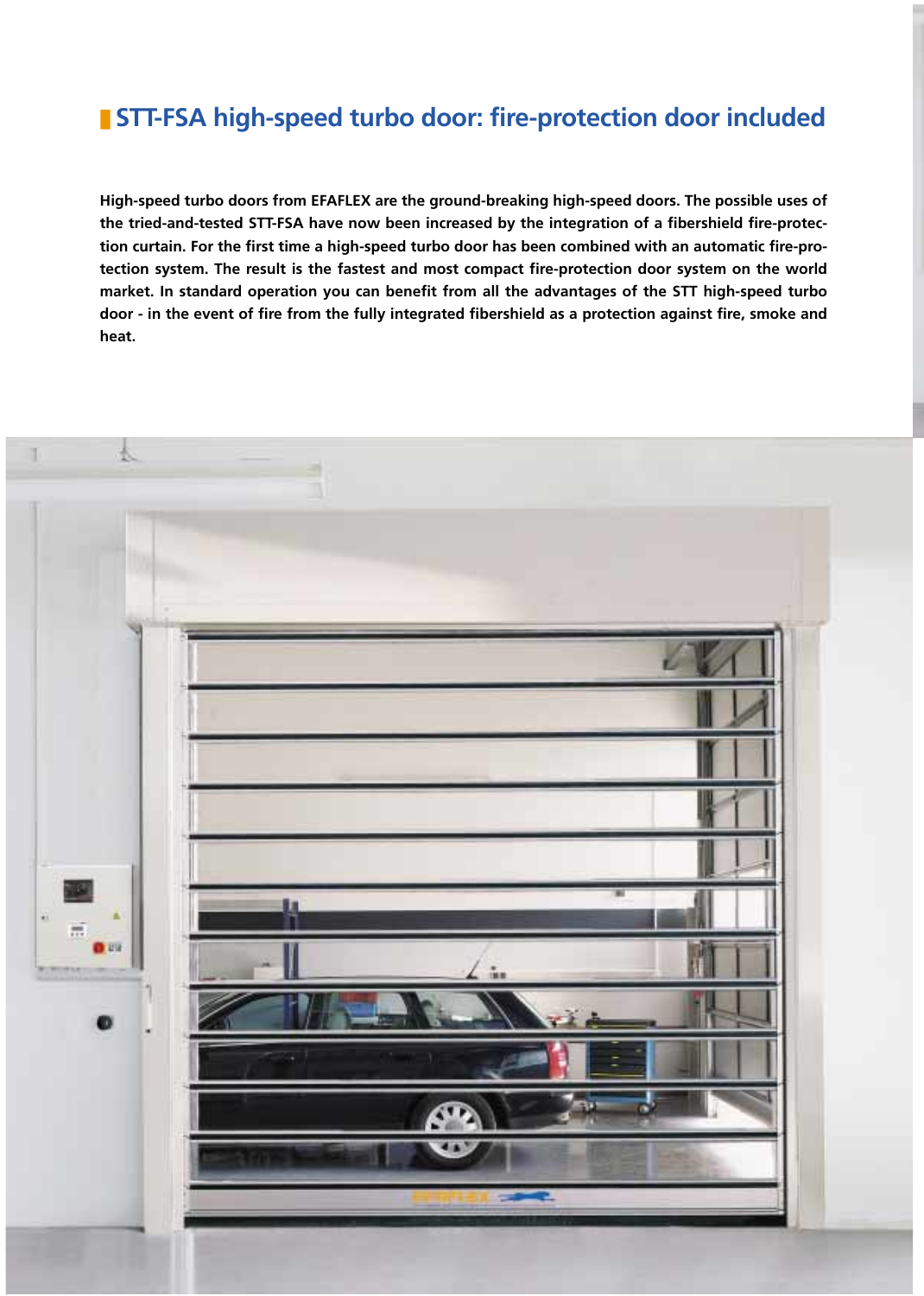# STT-FSA high-speed turbo door: fire-protection door included

**High-speed turbo doors from EFAFLEX are the ground-breaking high-speed doors. The possible uses of the tried-and-tested STT-FSA have now been increased by the integration of a fibershield fire-protection curtain. For the first time a high-speed turbo door has been combined with an automatic fire-protection system. The result is the fastest and most compact fire-protection door system on the world market. In standard operation you can benefit from all the advantages of the STT high-speed turbo door - in the event of fire from the fully integrated fibershield as a protection against fire, smoke and heat.**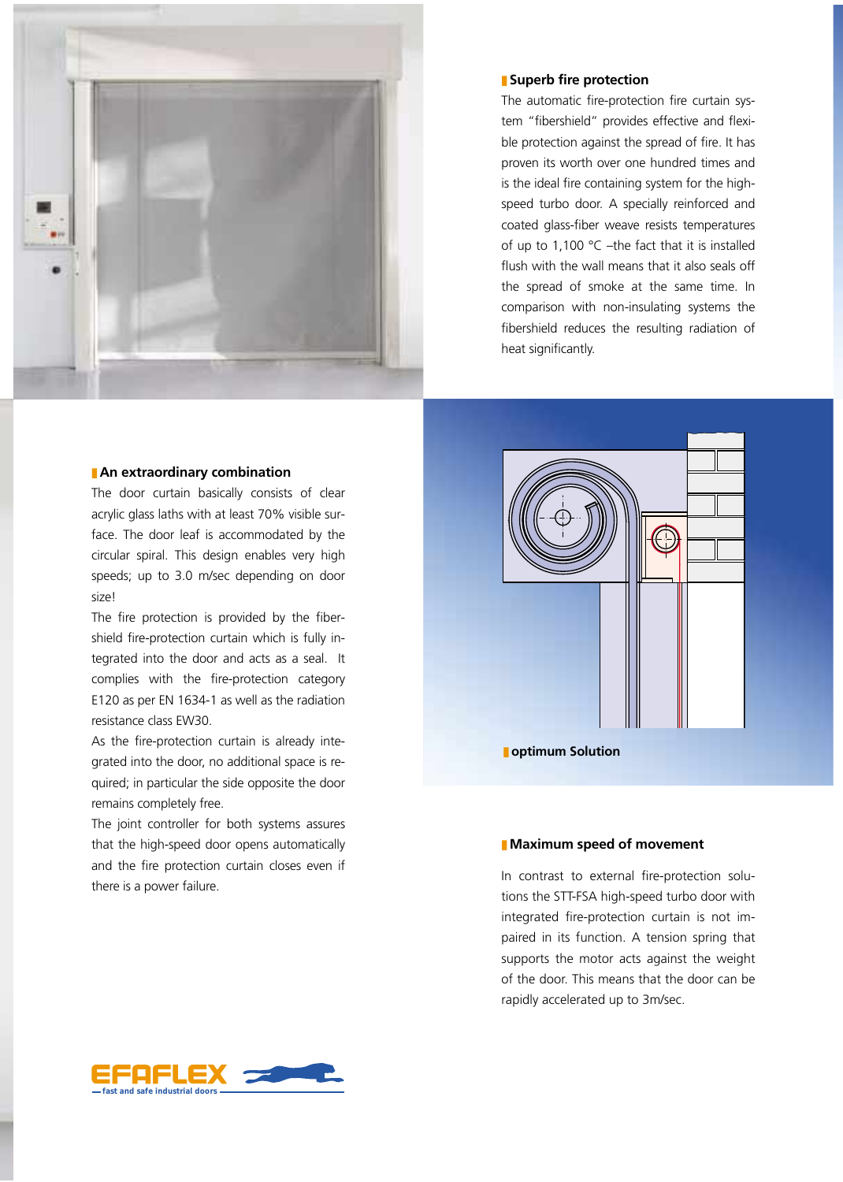## Superb fire protection

The automatic fire-protection fire curtain system "fibershield" provides effective and flexible protection against the spread of fire. It has proven its worth over one hundred times and is the ideal fire containing system for the high-speed turbo door. A specially reinforced and coated glass-fiber weave resists temperatures of up to 1,100 °C –the fact that it is installed flush with the wall means that it also seals off the spread of smoke at the same time. In comparison with non-insulating systems the fibershield reduces the resulting radiation of heat significantly.

## An extraordinary combination

The door curtain basically consists of clear acrylic glass laths with at least 70% visible surface. The door leaf is accommodated by the circular spiral. This design enables very high speeds; up to 3.0 m/sec depending on door size!

The fire protection is provided by the fibershield fire-protection curtain which is fully integrated into the door and acts as a seal. It complies with the fire-protection category E120 as per EN 1634-1 as well as the radiation resistance class EW30.

As the fire-protection curtain is already integrated into the door, no additional space is required; in particular the side opposite the door remains completely free.

The joint controller for both systems assures that the high-speed door opens automatically and the fire protection curtain closes even if there is a power failure.

## optimum Solution

## Maximum speed of movement

In contrast to external fire-protection solutions the STT-FSA high-speed turbo door with integrated fire-protection curtain is not impaired in its function. A tension spring that supports the motor acts against the weight of the door. This means that the door can be rapidly accelerated up to 3m/sec.

EFAFLEX – fast and safe industrial doors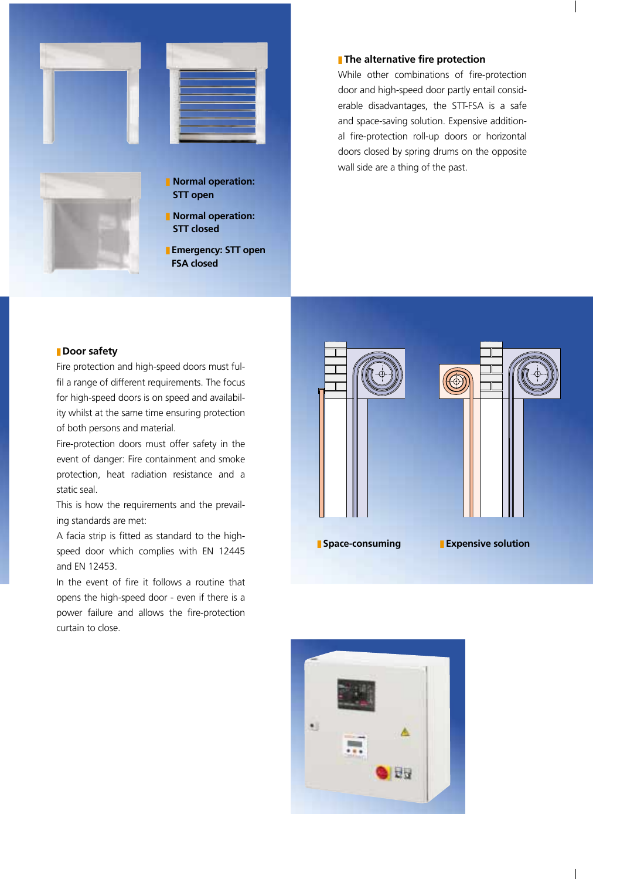**Normal operation: STT open**

**Normal operation: STT closed**

**Emergency: STT open FSA closed**

## The alternative fire protection

While other combinations of fire-protection door and high-speed door partly entail considerable disadvantages, the STT-FSA is a safe and space-saving solution. Expensive additional fire-protection roll-up doors or horizontal doors closed by spring drums on the opposite wall side are a thing of the past.

## Door safety

Fire protection and high-speed doors must fulfil a range of different requirements. The focus for high-speed doors is on speed and availability whilst at the same time ensuring protection of both persons and material.

Fire-protection doors must offer safety in the event of danger: Fire containment and smoke protection, heat radiation resistance and a static seal.

This is how the requirements and the prevailing standards are met:

A facia strip is fitted as standard to the high-speed door which complies with EN 12445 and EN 12453.

In the event of fire it follows a routine that opens the high-speed door - even if there is a power failure and allows the fire-protection curtain to close.

**Space-consuming**

**Expensive solution**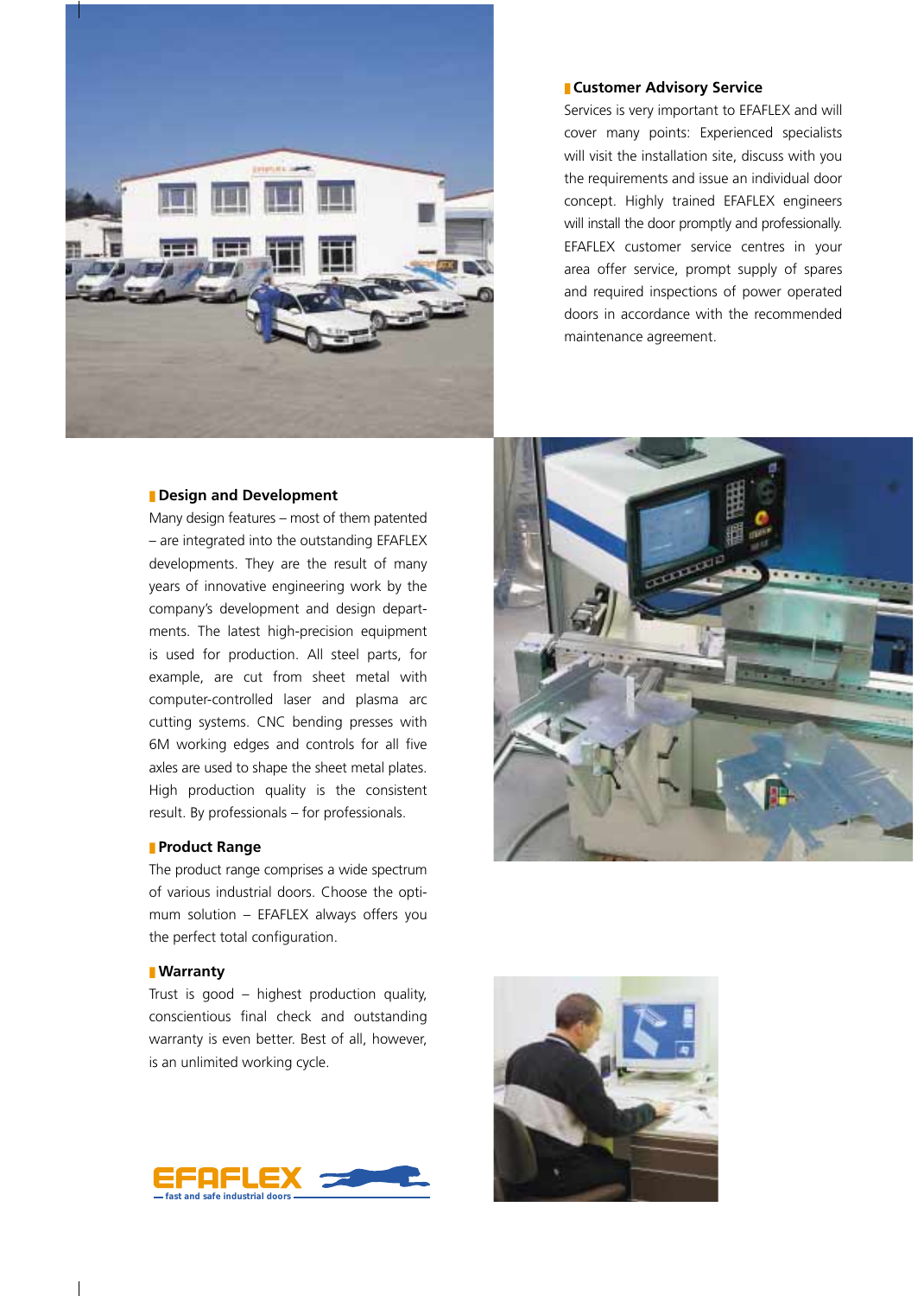## Customer Advisory Service

Services is very important to EFAFLEX and will cover many points: Experienced specialists will visit the installation site, discuss with you the requirements and issue an individual door concept. Highly trained EFAFLEX engineers will install the door promptly and professionally. EFAFLEX customer service centres in your area offer service, prompt supply of spares and required inspections of power operated doors in accordance with the recommended maintenance agreement.

## Design and Development

Many design features – most of them patented – are integrated into the outstanding EFAFLEX developments. They are the result of many years of innovative engineering work by the company's development and design departments. The latest high-precision equipment is used for production. All steel parts, for example, are cut from sheet metal with computer-controlled laser and plasma arc cutting systems. CNC bending presses with 6M working edges and controls for all five axles are used to shape the sheet metal plates. High production quality is the consistent result. By professionals – for professionals.

## Product Range

The product range comprises a wide spectrum of various industrial doors. Choose the optimum solution – EFAFLEX always offers you the perfect total configuration.

## Warranty

Trust is good – highest production quality, conscientious final check and outstanding warranty is even better. Best of all, however, is an unlimited working cycle.

EFAFLEX – fast and safe industrial doors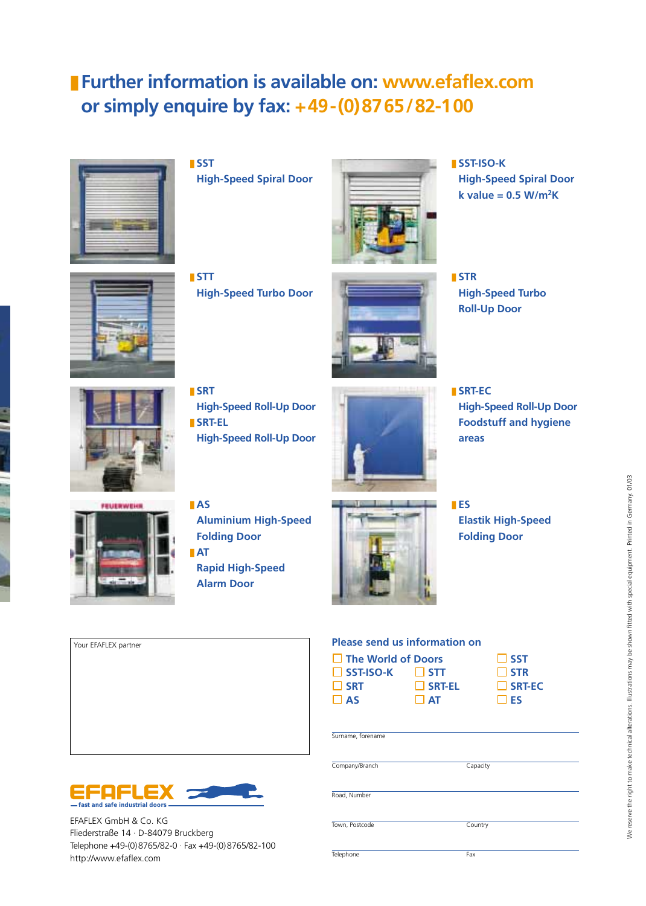# Further information is available on: www.efaflex.com or simply enquire by fax: +49-(0)8765/82-100

**SST**
High-Speed Spiral Door

**SST-ISO-K**
High-Speed Spiral Door
k value = 0.5 W/m²K

**STT**
High-Speed Turbo Door

**STR**
High-Speed Turbo Roll-Up Door

**SRT**
High-Speed Roll-Up Door

**SRT-EL**
High-Speed Roll-Up Door

**SRT-EC**
High-Speed Roll-Up Door Foodstuff and hygiene areas

**AS**
Aluminium High-Speed Folding Door

**AT**
Rapid High-Speed Alarm Door

**ES**
Elastik High-Speed Folding Door

Your EFAFLEX partner

EFAFLEX
fast and safe industrial doors

EFAFLEX GmbH & Co. KG
Fliederstraße 14 · D-84079 Bruckberg
Telephone +49-(0)8765/82-0 · Fax +49-(0)8765/82-100
http://www.efaflex.com

**Please send us information on**

- ☐ The World of Doors
- ☐ SST
- ☐ SST-ISO-K
- ☐ STT
- ☐ STR
- ☐ SRT
- ☐ SRT-EL
- ☐ SRT-EC
- ☐ AS
- ☐ AT
- ☐ ES

Surname, forename

Company/Branch | Capacity

Road, Number

Town, Postcode | Country

Telephone | Fax

We reserve the right to make technical alterations. Illustrations may be shown fitted with special equipment. Printed in Germany. 01/03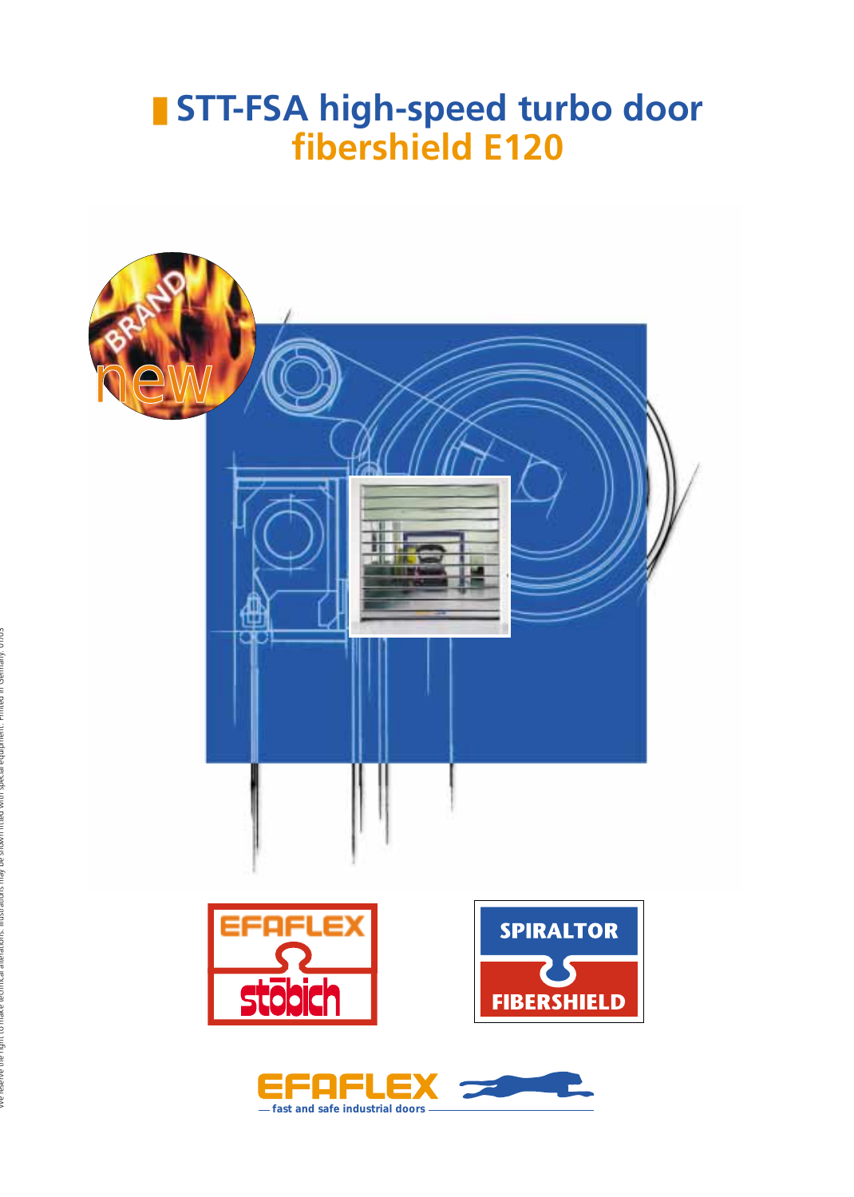# STT-FSA high-speed turbo door fibershield E120

BRAND new

EFAFLEX stöbich

SPIRALTOR FIBERSHIELD

EFAFLEX

fast and safe industrial doors

We reserve the right to make technical alterations. Illustrations may be shown fitted with special equipment. Printed in Germany. 07/05